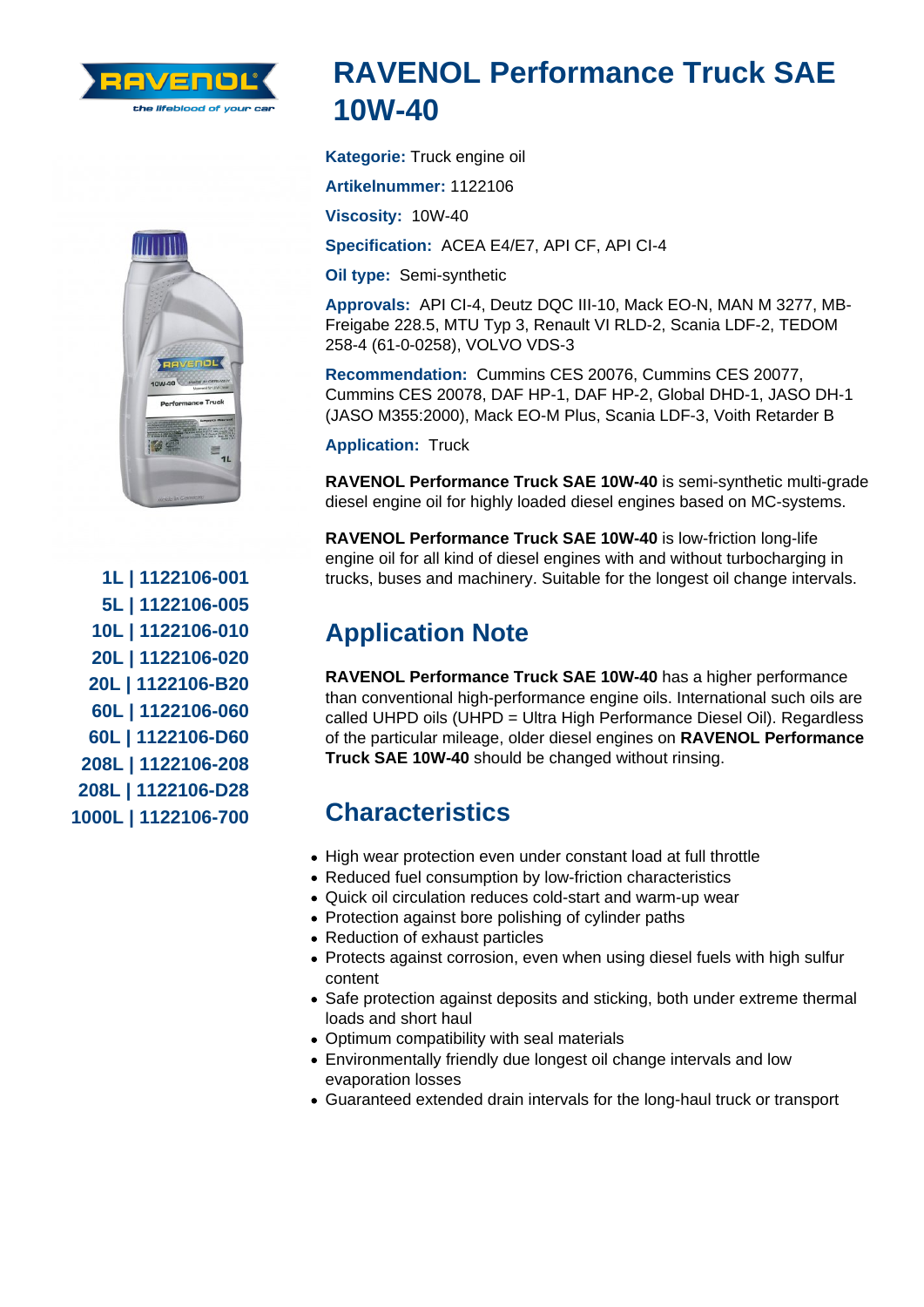# RAVENOL Performance Truck SAE 10W-40

**Kategorie:** Truck engine oil

**Artikelnummer:** 1122106

**Viscosity:** 10W-40

**Specification:** ACEA E4/E7, API CF, API CI-4

**Oil type:** Semi-synthetic

**Approvals:** API CI-4, Deutz DQC III-10, Mack EO-N, MAN M 3277, MB-Freigabe 228.5, MTU Typ 3, Renault VI RLD-2, Scania LDF-2, TEDOM 258-4 (61-0-0258), VOLVO VDS-3

**Recommendation:** Cummins CES 20076, Cummins CES 20077, Cummins CES 20078, DAF HP-1, DAF HP-2, Global DHD-1, JASO DH-1 (JASO M355:2000), Mack EO-M Plus, Scania LDF-3, Voith Retarder B

**Application:** Truck

**RAVENOL Performance Truck SAE 10W-40** is semi-synthetic multi-grade diesel engine oil for highly loaded diesel engines based on MC-systems.

**RAVENOL Performance Truck SAE 10W-40** is low-friction long-life engine oil for all kind of diesel engines with and without turbocharging in trucks, buses and machinery. Suitable for the longest oil change intervals.

**1L | 1122106-001**
**5L | 1122106-005**
**10L | 1122106-010**
**20L | 1122106-020**
**20L | 1122106-B20**
**60L | 1122106-060**
**60L | 1122106-D60**
**208L | 1122106-208**
**208L | 1122106-D28**
**1000L | 1122106-700**

## Application Note

**RAVENOL Performance Truck SAE 10W-40** has a higher performance than conventional high-performance engine oils. International such oils are called UHPD oils (UHPD = Ultra High Performance Diesel Oil). Regardless of the particular mileage, older diesel engines on **RAVENOL Performance Truck SAE 10W-40** should be changed without rinsing.

## Characteristics

- High wear protection even under constant load at full throttle
- Reduced fuel consumption by low-friction characteristics
- Quick oil circulation reduces cold-start and warm-up wear
- Protection against bore polishing of cylinder paths
- Reduction of exhaust particles
- Protects against corrosion, even when using diesel fuels with high sulfur content
- Safe protection against deposits and sticking, both under extreme thermal loads and short haul
- Optimum compatibility with seal materials
- Environmentally friendly due longest oil change intervals and low evaporation losses
- Guaranteed extended drain intervals for the long-haul truck or transport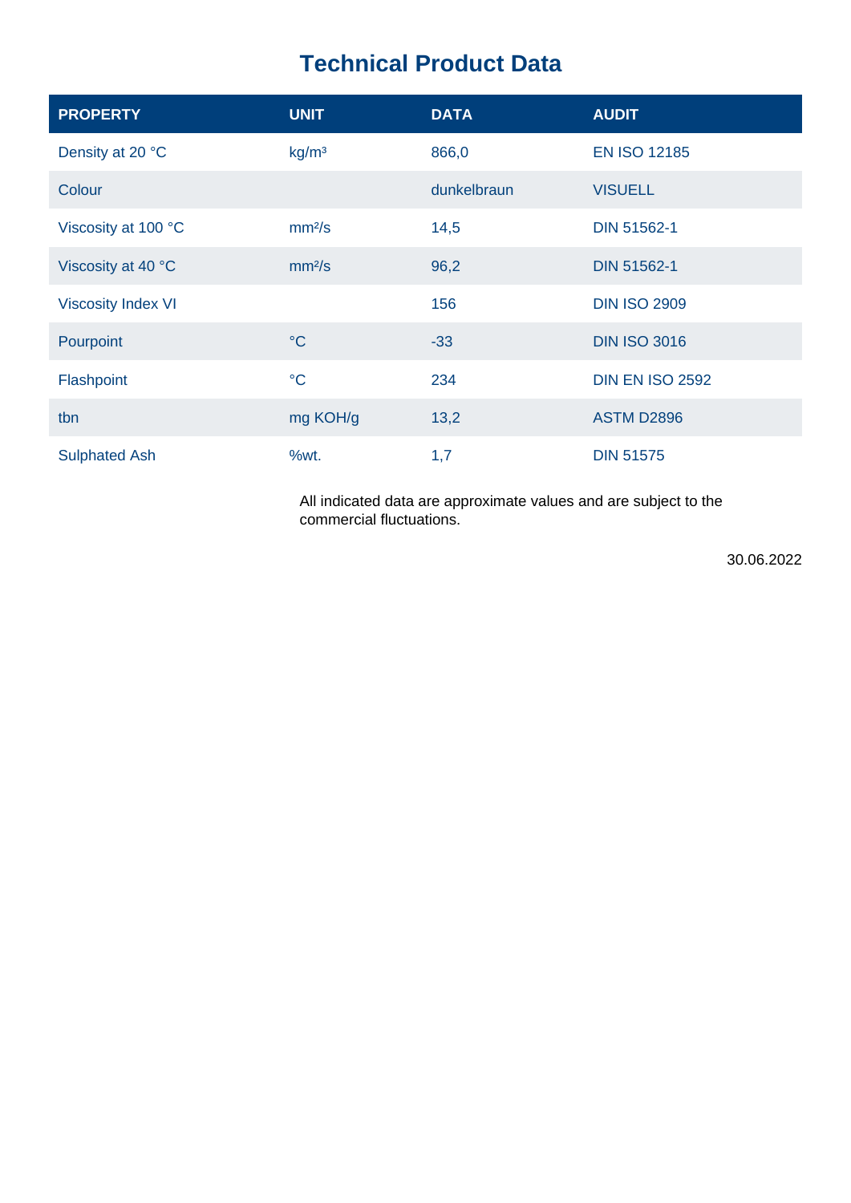# Technical Product Data

| PROPERTY | UNIT | DATA | AUDIT |
|---|---|---|---|
| Density at 20 °C | kg/m³ | 866,0 | EN ISO 12185 |
| Colour | | dunkelbraun | VISUELL |
| Viscosity at 100 °C | mm²/s | 14,5 | DIN 51562-1 |
| Viscosity at 40 °C | mm²/s | 96,2 | DIN 51562-1 |
| Viscosity Index VI | | 156 | DIN ISO 2909 |
| Pourpoint | °C | -33 | DIN ISO 3016 |
| Flashpoint | °C | 234 | DIN EN ISO 2592 |
| tbn | mg KOH/g | 13,2 | ASTM D2896 |
| Sulphated Ash | %wt. | 1,7 | DIN 51575 |

All indicated data are approximate values and are subject to the commercial fluctuations.

30.06.2022